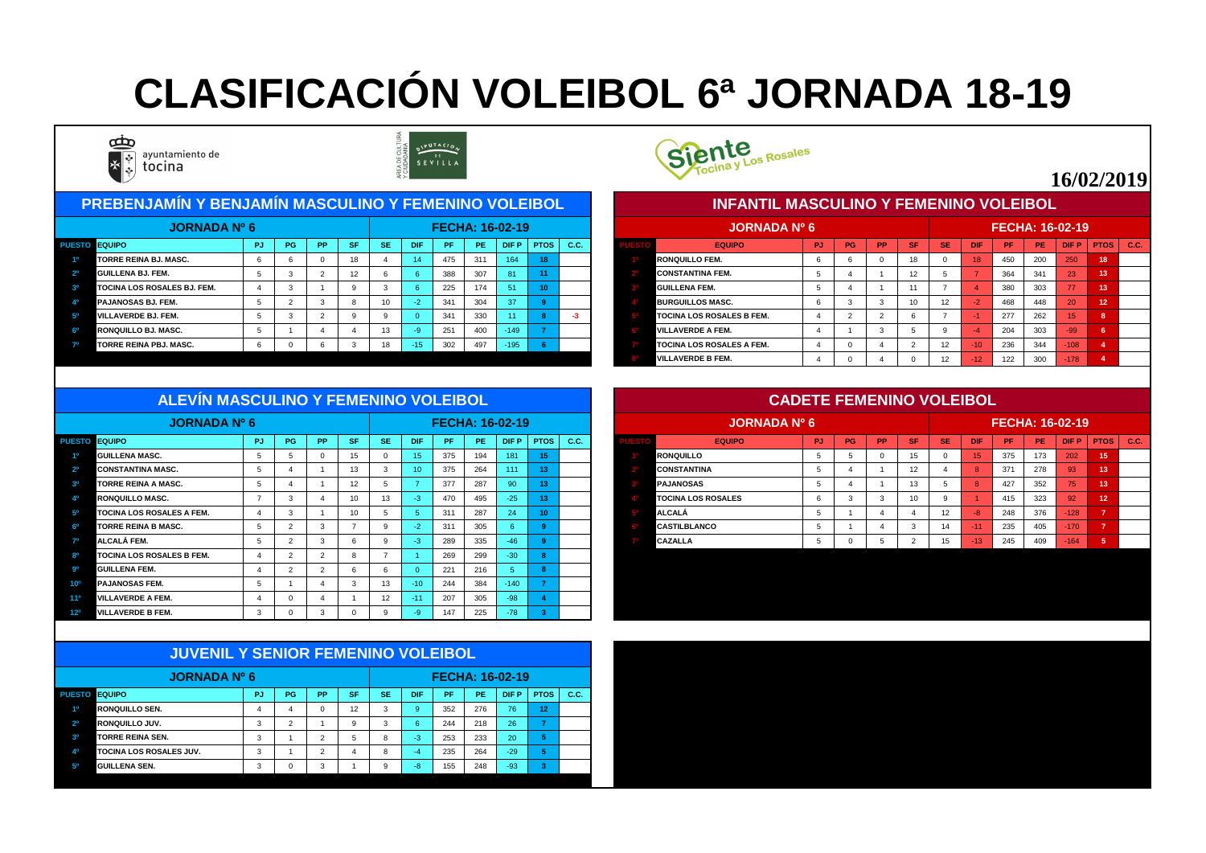# CLASIFICACIÓN VOLEIBOL 6ª JORNADA 18-19

ayuntamiento de tocina

**16/02/2019**

## PREBENJAMÍN Y BENJAMÍN MASCULINO Y FEMENINO VOLEIBOL

JORNADA Nº 6 — FECHA: 16-02-19

| PUESTO | EQUIPO | PJ | PG | PP | SF | SE | DIF | PF | PE | DIF P | PTOS | C.C. |
|---|---|---|---|---|---|---|---|---|---|---|---|---|
| 1º | TORRE REINA BJ. MASC. | 6 | 6 | 0 | 18 | 4 | 14 | 475 | 311 | 164 | 18 | |
| 2º | GUILLENA BJ. FEM. | 5 | 3 | 2 | 12 | 6 | 6 | 388 | 307 | 81 | 11 | |
| 3º | TOCINA LOS ROSALES BJ. FEM. | 4 | 3 | 1 | 9 | 3 | 6 | 225 | 174 | 51 | 10 | |
| 4º | PAJANOSAS BJ. FEM. | 5 | 2 | 3 | 8 | 10 | -2 | 341 | 304 | 37 | 9 | |
| 5º | VILLAVERDE BJ. FEM. | 5 | 3 | 2 | 9 | 9 | 0 | 341 | 330 | 11 | 8 | -3 |
| 6º | RONQUILLO BJ. MASC. | 5 | 1 | 4 | 4 | 13 | -9 | 251 | 400 | -149 | 7 | |
| 7º | TORRE REINA PBJ. MASC. | 6 | 0 | 6 | 3 | 18 | -15 | 302 | 497 | -195 | 6 | |

## INFANTIL MASCULINO Y FEMENINO VOLEIBOL

JORNADA Nº 6 — FECHA: 16-02-19

| PUESTO | EQUIPO | PJ | PG | PP | SF | SE | DIF | PF | PE | DIF P | PTOS | C.C. |
|---|---|---|---|---|---|---|---|---|---|---|---|---|
| 1º | RONQUILLO FEM. | 6 | 6 | 0 | 18 | 0 | 18 | 450 | 200 | 250 | 18 | |
| 2º | CONSTANTINA FEM. | 5 | 4 | 1 | 12 | 5 | 7 | 364 | 341 | 23 | 13 | |
| 3º | GUILLENA FEM. | 5 | 4 | 1 | 11 | 7 | 4 | 380 | 303 | 77 | 13 | |
| 4º | BURGUILLOS MASC. | 6 | 3 | 3 | 10 | 12 | -2 | 468 | 448 | 20 | 12 | |
| 5º | TOCINA LOS ROSALES B FEM. | 4 | 2 | 2 | 6 | 7 | -1 | 277 | 262 | 15 | 8 | |
| 6º | VILLAVERDE A FEM. | 4 | 1 | 3 | 5 | 9 | -4 | 204 | 303 | -99 | 6 | |
| 7º | TOCINA LOS ROSALES A FEM. | 4 | 0 | 4 | 2 | 12 | -10 | 236 | 344 | -108 | 4 | |
| 8º | VILLAVERDE B FEM. | 4 | 0 | 4 | 0 | 12 | -12 | 122 | 300 | -178 | 4 | |

## ALEVÍN MASCULINO Y FEMENINO VOLEIBOL

JORNADA Nº 6 — FECHA: 16-02-19

| PUESTO | EQUIPO | PJ | PG | PP | SF | SE | DIF | PF | PE | DIF P | PTOS | C.C. |
|---|---|---|---|---|---|---|---|---|---|---|---|---|
| 1º | GUILLENA MASC. | 5 | 5 | 0 | 15 | 0 | 15 | 375 | 194 | 181 | 15 | |
| 2º | CONSTANTINA MASC. | 5 | 4 | 1 | 13 | 3 | 10 | 375 | 264 | 111 | 13 | |
| 3º | TORRE REINA A MASC. | 5 | 4 | 1 | 12 | 5 | 7 | 377 | 287 | 90 | 13 | |
| 4º | RONQUILLO MASC. | 7 | 3 | 4 | 10 | 13 | -3 | 470 | 495 | -25 | 13 | |
| 5º | TOCINA LOS ROSALES A FEM. | 4 | 3 | 1 | 10 | 5 | 5 | 311 | 287 | 24 | 10 | |
| 6º | TORRE REINA B MASC. | 5 | 2 | 3 | 7 | 9 | -2 | 311 | 305 | 6 | 9 | |
| 7º | ALCALÁ FEM. | 5 | 2 | 3 | 6 | 9 | -3 | 289 | 335 | -46 | 9 | |
| 8º | TOCINA LOS ROSALES B FEM. | 4 | 2 | 2 | 8 | 7 | 1 | 269 | 299 | -30 | 8 | |
| 9º | GUILLENA FEM. | 4 | 2 | 2 | 6 | 6 | 0 | 221 | 216 | 5 | 8 | |
| 10º | PAJANOSAS FEM. | 5 | 1 | 4 | 3 | 13 | -10 | 244 | 384 | -140 | 7 | |
| 11º | VILLAVERDE A FEM. | 4 | 0 | 4 | 1 | 12 | -11 | 207 | 305 | -98 | 4 | |
| 12º | VILLAVERDE B FEM. | 3 | 0 | 3 | 0 | 9 | -9 | 147 | 225 | -78 | 3 | |

## CADETE FEMENINO VOLEIBOL

JORNADA Nº 6 — FECHA: 16-02-19

| PUESTO | EQUIPO | PJ | PG | PP | SF | SE | DIF | PF | PE | DIF P | PTOS | C.C. |
|---|---|---|---|---|---|---|---|---|---|---|---|---|
| 1º | RONQUILLO | 5 | 5 | 0 | 15 | 0 | 15 | 375 | 173 | 202 | 15 | |
| 2º | CONSTANTINA | 5 | 4 | 1 | 12 | 4 | 8 | 371 | 278 | 93 | 13 | |
| 3º | PAJANOSAS | 5 | 4 | 1 | 13 | 5 | 8 | 427 | 352 | 75 | 13 | |
| 4º | TOCINA LOS ROSALES | 6 | 3 | 3 | 10 | 9 | 1 | 415 | 323 | 92 | 12 | |
| 5º | ALCALÁ | 5 | 1 | 4 | 4 | 12 | -8 | 248 | 376 | -128 | 7 | |
| 6º | CASTILBLANCO | 5 | 1 | 4 | 3 | 14 | -11 | 235 | 405 | -170 | 7 | |
| 7º | CAZALLA | 5 | 0 | 5 | 2 | 15 | -13 | 245 | 409 | -164 | 5 | |

## JUVENIL Y SENIOR FEMENINO VOLEIBOL

JORNADA Nº 6 — FECHA: 16-02-19

| PUESTO | EQUIPO | PJ | PG | PP | SF | SE | DIF | PF | PE | DIF P | PTOS | C.C. |
|---|---|---|---|---|---|---|---|---|---|---|---|---|
| 1º | RONQUILLO SEN. | 4 | 4 | 0 | 12 | 3 | 9 | 352 | 276 | 76 | 12 | |
| 2º | RONQUILLO JUV. | 3 | 2 | 1 | 9 | 3 | 6 | 244 | 218 | 26 | 7 | |
| 3º | TORRE REINA SEN. | 3 | 1 | 2 | 5 | 8 | -3 | 253 | 233 | 20 | 5 | |
| 4º | TOCINA LOS ROSALES JUV. | 3 | 1 | 2 | 4 | 8 | -4 | 235 | 264 | -29 | 5 | |
| 5º | GUILLENA SEN. | 3 | 0 | 3 | 1 | 9 | -8 | 155 | 248 | -93 | 3 | |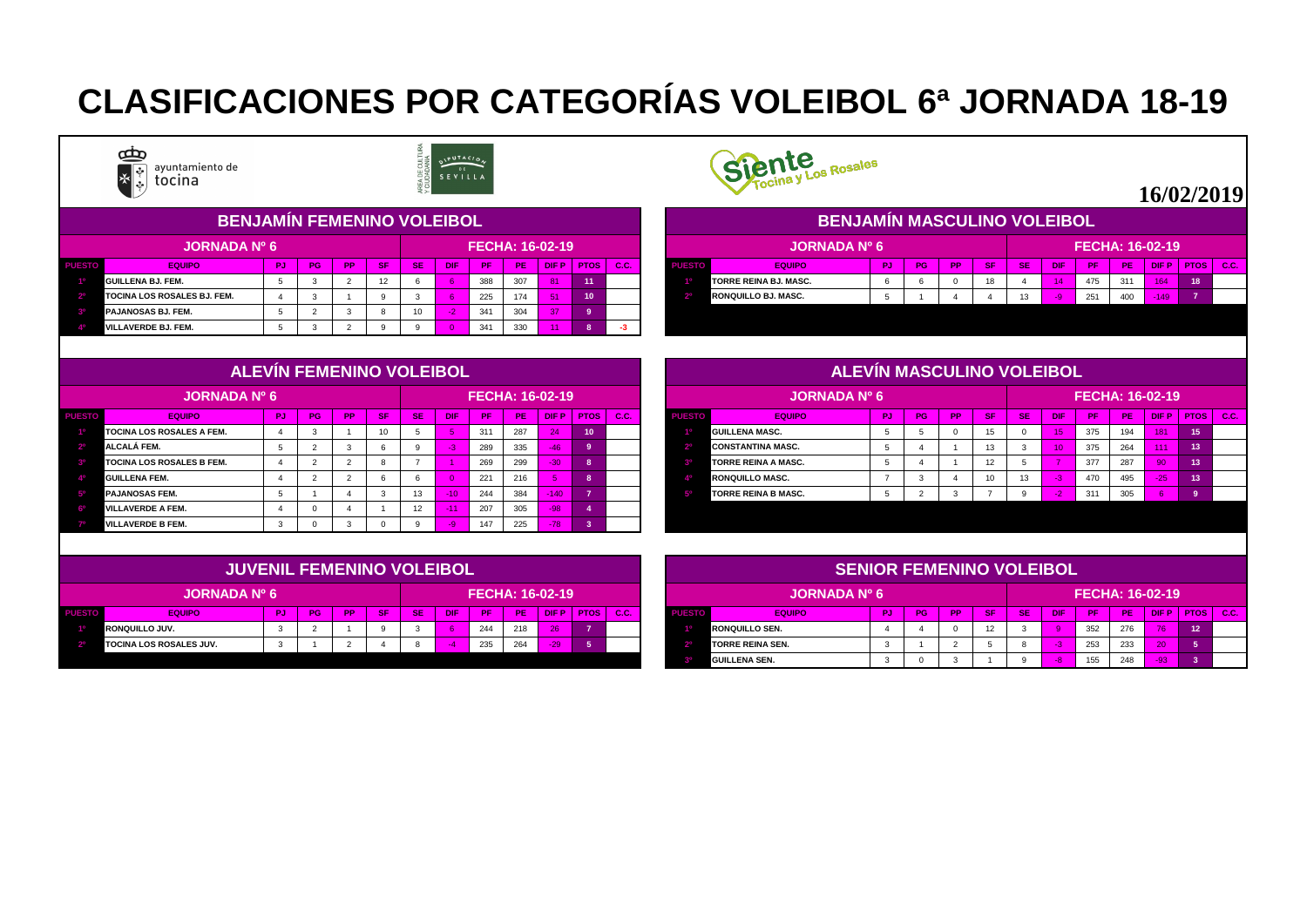# CLASIFICACIONES POR CATEGORÍAS VOLEIBOL 6ª JORNADA 18-19

ayuntamiento de tocina

ÁREA DE CULTURA Y CIUDADANÍA DIPUTACIÓN DE SEVILLA

Siente Tocina y Los Rosales

**16/02/2019**

## BENJAMÍN FEMENINO VOLEIBOL

JORNADA Nº 6 — FECHA: 16-02-19

| PUESTO | EQUIPO | PJ | PG | PP | SF | SE | DIF | PF | PE | DIF P | PTOS | C.C. |
|---|---|---|---|---|---|---|---|---|---|---|---|---|
| 1º | GUILLENA BJ. FEM. | 5 | 3 | 2 | 12 | 6 | 6 | 388 | 307 | 81 | 11 | |
| 2º | TOCINA LOS ROSALES BJ. FEM. | 4 | 3 | 1 | 9 | 3 | 6 | 225 | 174 | 51 | 10 | |
| 3º | PAJANOSAS BJ. FEM. | 5 | 2 | 3 | 8 | 10 | -2 | 341 | 304 | 37 | 9 | |
| 4º | VILLAVERDE BJ. FEM. | 5 | 3 | 2 | 9 | 9 | 0 | 341 | 330 | 11 | 8 | -3 |

## BENJAMÍN MASCULINO VOLEIBOL

JORNADA Nº 6 — FECHA: 16-02-19

| PUESTO | EQUIPO | PJ | PG | PP | SF | SE | DIF | PF | PE | DIF P | PTOS | C.C. |
|---|---|---|---|---|---|---|---|---|---|---|---|---|
| 1º | TORRE REINA BJ. MASC. | 6 | 6 | 0 | 18 | 4 | 14 | 475 | 311 | 164 | 18 | |
| 2º | RONQUILLO BJ. MASC. | 5 | 1 | 4 | 4 | 13 | -9 | 251 | 400 | -149 | 7 | |

## ALEVÍN FEMENINO VOLEIBOL

JORNADA Nº 6 — FECHA: 16-02-19

| PUESTO | EQUIPO | PJ | PG | PP | SF | SE | DIF | PF | PE | DIF P | PTOS | C.C. |
|---|---|---|---|---|---|---|---|---|---|---|---|---|
| 1º | TOCINA LOS ROSALES A FEM. | 4 | 3 | 1 | 10 | 5 | 5 | 311 | 287 | 24 | 10 | |
| 2º | ALCALÁ FEM. | 5 | 2 | 3 | 6 | 9 | -3 | 289 | 335 | -46 | 9 | |
| 3º | TOCINA LOS ROSALES B FEM. | 4 | 2 | 2 | 8 | 7 | 1 | 269 | 299 | -30 | 8 | |
| 4º | GUILLENA FEM. | 4 | 2 | 2 | 6 | 6 | 0 | 221 | 216 | 5 | 8 | |
| 5º | PAJANOSAS FEM. | 5 | 1 | 4 | 3 | 13 | -10 | 244 | 384 | -140 | 7 | |
| 6º | VILLAVERDE A FEM. | 4 | 0 | 4 | 1 | 12 | -11 | 207 | 305 | -98 | 4 | |
| 7º | VILLAVERDE B FEM. | 3 | 0 | 3 | 0 | 9 | -9 | 147 | 225 | -78 | 3 | |

## ALEVÍN MASCULINO VOLEIBOL

JORNADA Nº 6 — FECHA: 16-02-19

| PUESTO | EQUIPO | PJ | PG | PP | SF | SE | DIF | PF | PE | DIF P | PTOS | C.C. |
|---|---|---|---|---|---|---|---|---|---|---|---|---|
| 1º | GUILLENA MASC. | 5 | 5 | 0 | 15 | 0 | 15 | 375 | 194 | 181 | 15 | |
| 2º | CONSTANTINA MASC. | 5 | 4 | 1 | 13 | 3 | 10 | 375 | 264 | 111 | 13 | |
| 3º | TORRE REINA A MASC. | 5 | 4 | 1 | 12 | 5 | 7 | 377 | 287 | 90 | 13 | |
| 4º | RONQUILLO MASC. | 7 | 3 | 4 | 10 | 13 | -3 | 470 | 495 | -25 | 13 | |
| 5º | TORRE REINA B MASC. | 5 | 2 | 3 | 7 | 9 | -2 | 311 | 305 | 6 | 9 | |

## JUVENIL FEMENINO VOLEIBOL

JORNADA Nº 6 — FECHA: 16-02-19

| PUESTO | EQUIPO | PJ | PG | PP | SF | SE | DIF | PF | PE | DIF P | PTOS | C.C. |
|---|---|---|---|---|---|---|---|---|---|---|---|---|
| 1º | RONQUILLO JUV. | 3 | 2 | 1 | 9 | 3 | 6 | 244 | 218 | 26 | 7 | |
| 2º | TOCINA LOS ROSALES JUV. | 3 | 1 | 2 | 4 | 8 | -4 | 235 | 264 | -29 | 5 | |

## SENIOR FEMENINO VOLEIBOL

JORNADA Nº 6 — FECHA: 16-02-19

| PUESTO | EQUIPO | PJ | PG | PP | SF | SE | DIF | PF | PE | DIF P | PTOS | C.C. |
|---|---|---|---|---|---|---|---|---|---|---|---|---|
| 1º | RONQUILLO SEN. | 4 | 4 | 0 | 12 | 3 | 9 | 352 | 276 | 76 | 12 | |
| 2º | TORRE REINA SEN. | 3 | 1 | 2 | 5 | 8 | -3 | 253 | 233 | 20 | 5 | |
| 3º | GUILLENA SEN. | 3 | 0 | 3 | 1 | 9 | -8 | 155 | 248 | -93 | 3 | |